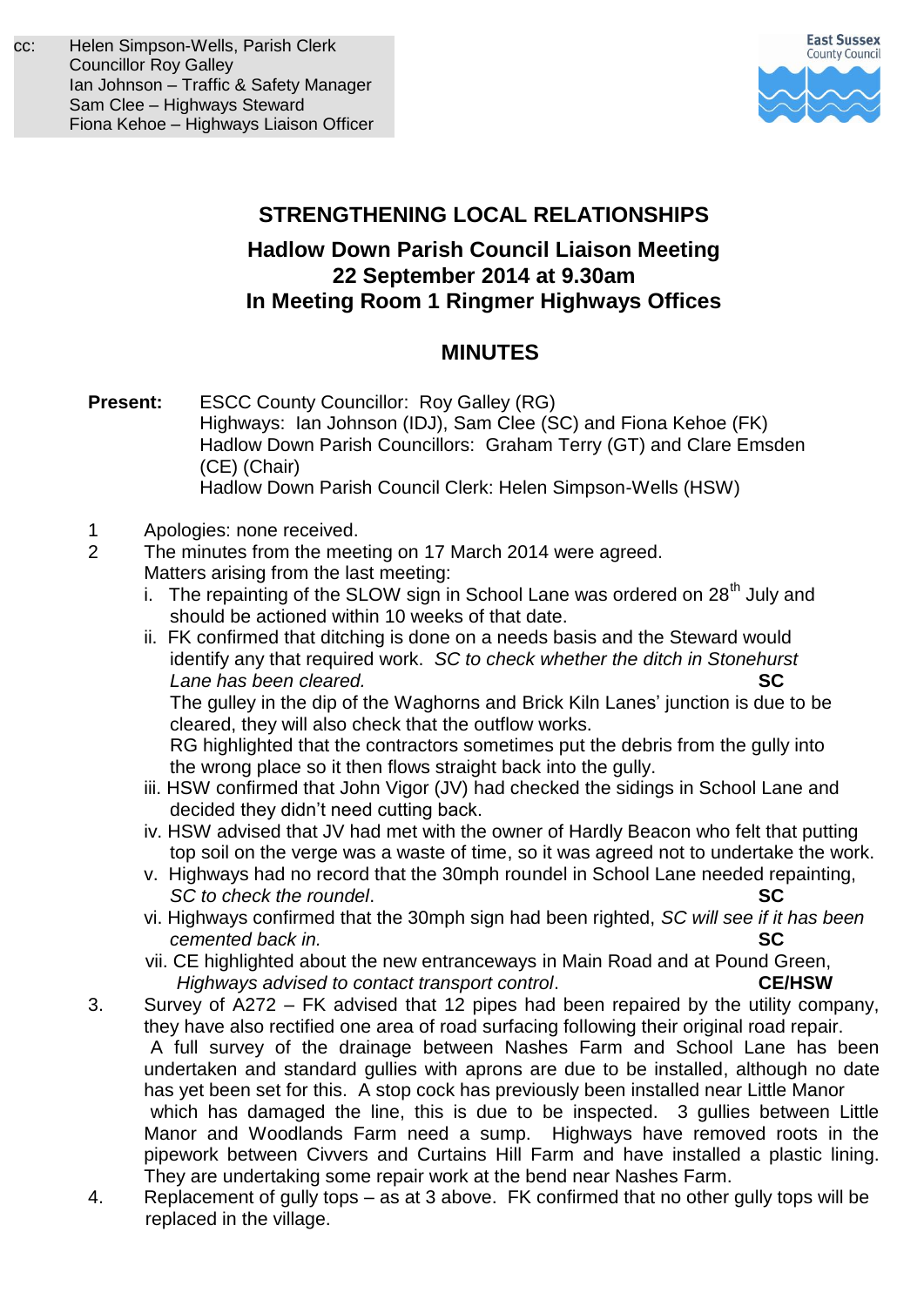cc: Helen Simpson-Wells, Parish Clerk
Councillor Roy Galley
Ian Johnson – Traffic & Safety Manager
Sam Clee – Highways Steward
Fiona Kehoe – Highways Liaison Officer

East Sussex County Council

## STRENGTHENING LOCAL RELATIONSHIPS

### Hadlow Down Parish Council Liaison Meeting
### 22 September 2014 at 9.30am
### In Meeting Room 1 Ringmer Highways Offices

## MINUTES

**Present:** ESCC County Councillor: Roy Galley (RG)
Highways: Ian Johnson (IDJ), Sam Clee (SC) and Fiona Kehoe (FK)
Hadlow Down Parish Councillors: Graham Terry (GT) and Clare Emsden (CE) (Chair)
Hadlow Down Parish Council Clerk: Helen Simpson-Wells (HSW)

1. Apologies: none received.
2. The minutes from the meeting on 17 March 2014 were agreed.
   Matters arising from the last meeting:
   i. The repainting of the SLOW sign in School Lane was ordered on 28th July and should be actioned within 10 weeks of that date.
   ii. FK confirmed that ditching is done on a needs basis and the Steward would identify any that required work. *SC to check whether the ditch in Stonehurst Lane has been cleared.* **SC**
   The gulley in the dip of the Waghorns and Brick Kiln Lanes' junction is due to be cleared, they will also check that the outflow works.
   RG highlighted that the contractors sometimes put the debris from the gully into the wrong place so it then flows straight back into the gully.
   iii. HSW confirmed that John Vigor (JV) had checked the sidings in School Lane and decided they didn't need cutting back.
   iv. HSW advised that JV had met with the owner of Hardly Beacon who felt that putting top soil on the verge was a waste of time, so it was agreed not to undertake the work.
   v. Highways had no record that the 30mph roundel in School Lane needed repainting, *SC to check the roundel*. **SC**
   vi. Highways confirmed that the 30mph sign had been righted, *SC will see if it has been cemented back in.* **SC**
   vii. CE highlighted about the new entranceways in Main Road and at Pound Green, *Highways advised to contact transport control*. **CE/HSW**
3. Survey of A272 – FK advised that 12 pipes had been repaired by the utility company, they have also rectified one area of road surfacing following their original road repair.
   A full survey of the drainage between Nashes Farm and School Lane has been undertaken and standard gullies with aprons are due to be installed, although no date has yet been set for this. A stop cock has previously been installed near Little Manor which has damaged the line, this is due to be inspected. 3 gullies between Little Manor and Woodlands Farm need a sump. Highways have removed roots in the pipework between Civvers and Curtains Hill Farm and have installed a plastic lining. They are undertaking some repair work at the bend near Nashes Farm.
4. Replacement of gully tops – as at 3 above. FK confirmed that no other gully tops will be replaced in the village.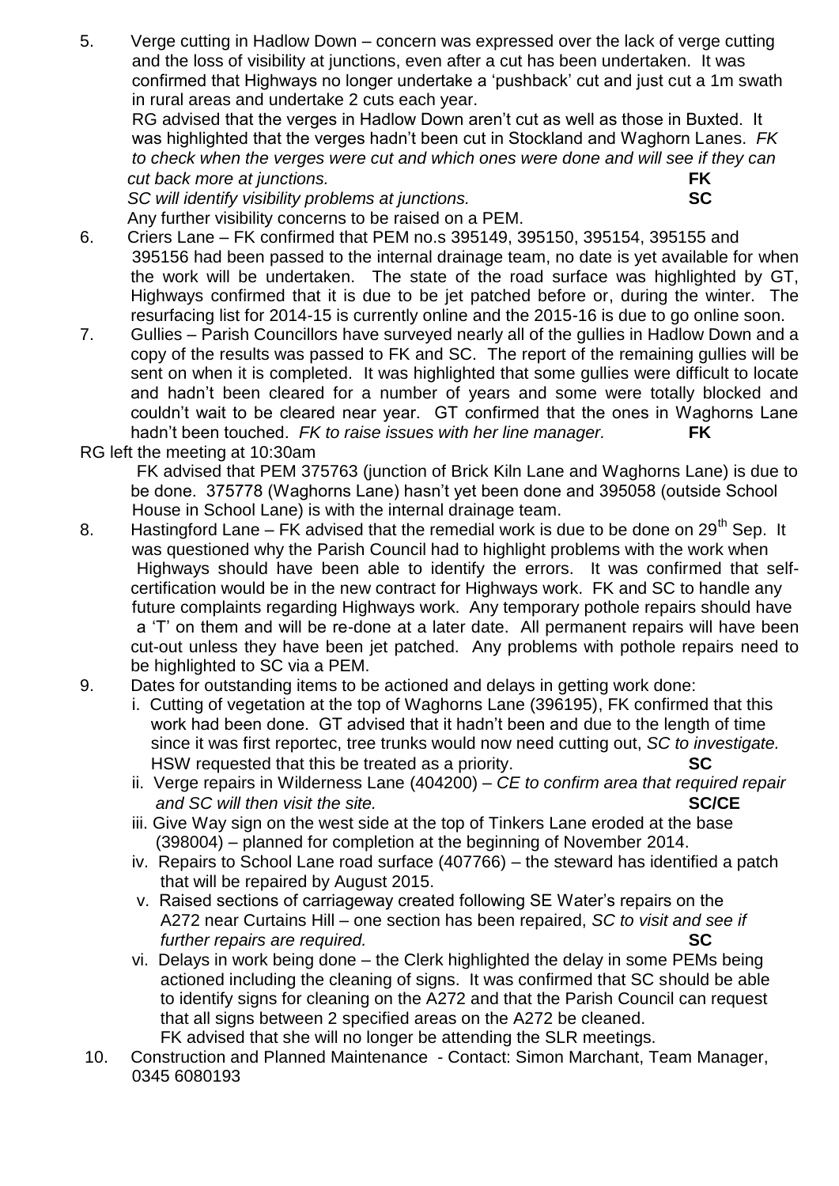5. Verge cutting in Hadlow Down – concern was expressed over the lack of verge cutting and the loss of visibility at junctions, even after a cut has been undertaken. It was confirmed that Highways no longer undertake a 'pushback' cut and just cut a 1m swath in rural areas and undertake 2 cuts each year.
   RG advised that the verges in Hadlow Down aren't cut as well as those in Buxted. It was highlighted that the verges hadn't been cut in Stockland and Waghorn Lanes. *FK to check when the verges were cut and which ones were done and will see if they can cut back more at junctions.* **FK**
   *SC will identify visibility problems at junctions.* **SC**
   Any further visibility concerns to be raised on a PEM.
6. Criers Lane – FK confirmed that PEM no.s 395149, 395150, 395154, 395155 and 395156 had been passed to the internal drainage team, no date is yet available for when the work will be undertaken. The state of the road surface was highlighted by GT, Highways confirmed that it is due to be jet patched before or, during the winter. The resurfacing list for 2014-15 is currently online and the 2015-16 is due to go online soon.
7. Gullies – Parish Councillors have surveyed nearly all of the gullies in Hadlow Down and a copy of the results was passed to FK and SC. The report of the remaining gullies will be sent on when it is completed. It was highlighted that some gullies were difficult to locate and hadn't been cleared for a number of years and some were totally blocked and couldn't wait to be cleared near year. GT confirmed that the ones in Waghorns Lane hadn't been touched. *FK to raise issues with her line manager.* **FK**

RG left the meeting at 10:30am

   FK advised that PEM 375763 (junction of Brick Kiln Lane and Waghorns Lane) is due to be done. 375778 (Waghorns Lane) hasn't yet been done and 395058 (outside School House in School Lane) is with the internal drainage team.

8. Hastingford Lane – FK advised that the remedial work is due to be done on 29th Sep. It was questioned why the Parish Council had to highlight problems with the work when Highways should have been able to identify the errors. It was confirmed that self-certification would be in the new contract for Highways work. FK and SC to handle any future complaints regarding Highways work. Any temporary pothole repairs should have a 'T' on them and will be re-done at a later date. All permanent repairs will have been cut-out unless they have been jet patched. Any problems with pothole repairs need to be highlighted to SC via a PEM.
9. Dates for outstanding items to be actioned and delays in getting work done:
   i. Cutting of vegetation at the top of Waghorns Lane (396195), FK confirmed that this work had been done. GT advised that it hadn't been and due to the length of time since it was first reportec, tree trunks would now need cutting out, *SC to investigate.* HSW requested that this be treated as a priority. **SC**
   ii. Verge repairs in Wilderness Lane (404200) – *CE to confirm area that required repair and SC will then visit the site.* **SC/CE**
   iii. Give Way sign on the west side at the top of Tinkers Lane eroded at the base (398004) – planned for completion at the beginning of November 2014.
   iv. Repairs to School Lane road surface (407766) – the steward has identified a patch that will be repaired by August 2015.
   v. Raised sections of carriageway created following SE Water's repairs on the A272 near Curtains Hill – one section has been repaired, *SC to visit and see if further repairs are required.* **SC**
   vi. Delays in work being done – the Clerk highlighted the delay in some PEMs being actioned including the cleaning of signs. It was confirmed that SC should be able to identify signs for cleaning on the A272 and that the Parish Council can request that all signs between 2 specified areas on the A272 be cleaned.
   FK advised that she will no longer be attending the SLR meetings.
10. Construction and Planned Maintenance - Contact: Simon Marchant, Team Manager, 0345 6080193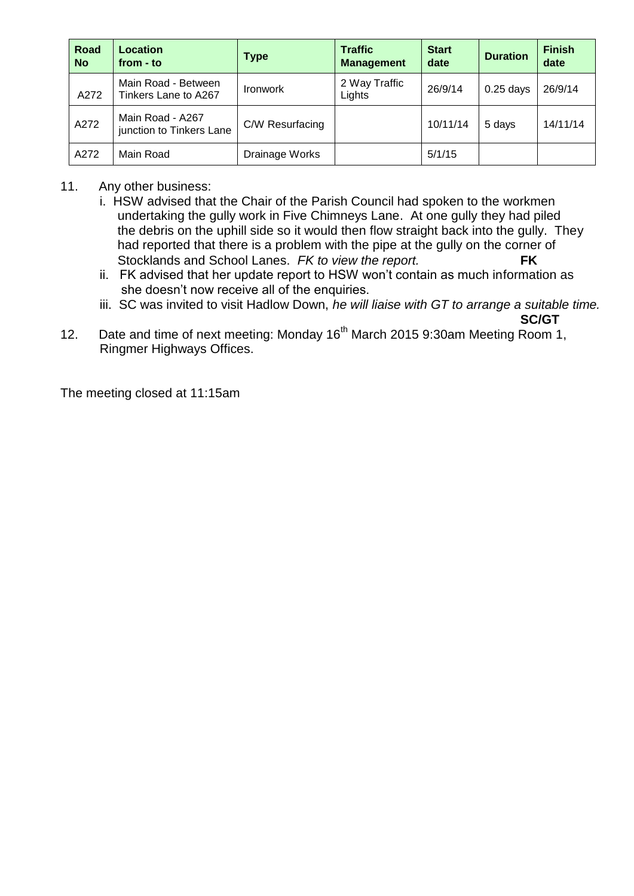| Road No | Location from - to | Type | Traffic Management | Start date | Duration | Finish date |
|---|---|---|---|---|---|---|
| A272 | Main Road - Between Tinkers Lane to A267 | Ironwork | 2 Way Traffic Lights | 26/9/14 | 0.25 days | 26/9/14 |
| A272 | Main Road - A267 junction to Tinkers Lane | C/W Resurfacing | | 10/11/14 | 5 days | 14/11/14 |
| A272 | Main Road | Drainage Works | | 5/1/15 | | |

11. Any other business:
    i. HSW advised that the Chair of the Parish Council had spoken to the workmen undertaking the gully work in Five Chimneys Lane. At one gully they had piled the debris on the uphill side so it would then flow straight back into the gully. They had reported that there is a problem with the pipe at the gully on the corner of Stocklands and School Lanes. *FK to view the report.* **FK**
    ii. FK advised that her update report to HSW won't contain as much information as she doesn't now receive all of the enquiries.
    iii. SC was invited to visit Hadlow Down, *he will liaise with GT to arrange a suitable time.* **SC/GT**

12. Date and time of next meeting: Monday 16th March 2015 9:30am Meeting Room 1, Ringmer Highways Offices.

The meeting closed at 11:15am